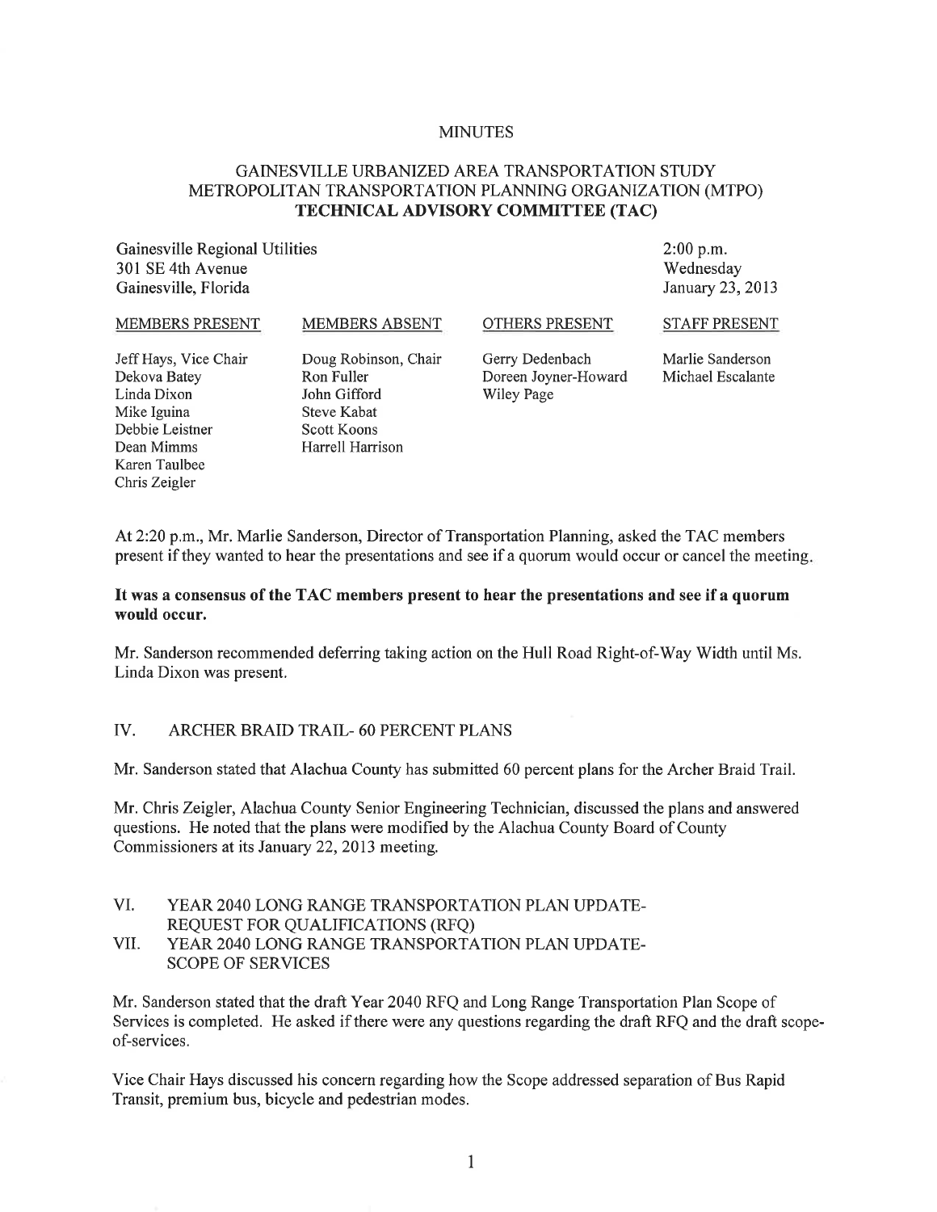# MINUTES

## GAINESVILLE URBANIZED AREA TRANSPORTATION STUDY METROPOLITAN TRANSPORTATION PLANNING ORGANIZATION (MTPO) **TECHNICAL ADVISORY COMMITTEE (TAC)**

Gainesville Regional Utilities
301 SE 4th Avenue
Gainesville, Florida

2:00 p.m.
Wednesday
January 23, 2013

| MEMBERS PRESENT | MEMBERS ABSENT | OTHERS PRESENT | STAFF PRESENT |
|---|---|---|---|
| Jeff Hays, Vice Chair | Doug Robinson, Chair | Gerry Dedenbach | Marlie Sanderson |
| Dekova Batey | Ron Fuller | Doreen Joyner-Howard | Michael Escalante |
| Linda Dixon | John Gifford | Wiley Page | |
| Mike Iguina | Steve Kabat | | |
| Debbie Leistner | Scott Koons | | |
| Dean Mimms | Harrell Harrison | | |
| Karen Taulbee | | | |
| Chris Zeigler | | | |

At 2:20 p.m., Mr. Marlie Sanderson, Director of Transportation Planning, asked the TAC members present if they wanted to hear the presentations and see if a quorum would occur or cancel the meeting.

**It was a consensus of the TAC members present to hear the presentations and see if a quorum would occur.**

Mr. Sanderson recommended deferring taking action on the Hull Road Right-of-Way Width until Ms. Linda Dixon was present.

## IV. ARCHER BRAID TRAIL- 60 PERCENT PLANS

Mr. Sanderson stated that Alachua County has submitted 60 percent plans for the Archer Braid Trail.

Mr. Chris Zeigler, Alachua County Senior Engineering Technician, discussed the plans and answered questions. He noted that the plans were modified by the Alachua County Board of County Commissioners at its January 22, 2013 meeting.

## VI. YEAR 2040 LONG RANGE TRANSPORTATION PLAN UPDATE- REQUEST FOR QUALIFICATIONS (RFQ)

## VII. YEAR 2040 LONG RANGE TRANSPORTATION PLAN UPDATE- SCOPE OF SERVICES

Mr. Sanderson stated that the draft Year 2040 RFQ and Long Range Transportation Plan Scope of Services is completed. He asked if there were any questions regarding the draft RFQ and the draft scope-of-services.

Vice Chair Hays discussed his concern regarding how the Scope addressed separation of Bus Rapid Transit, premium bus, bicycle and pedestrian modes.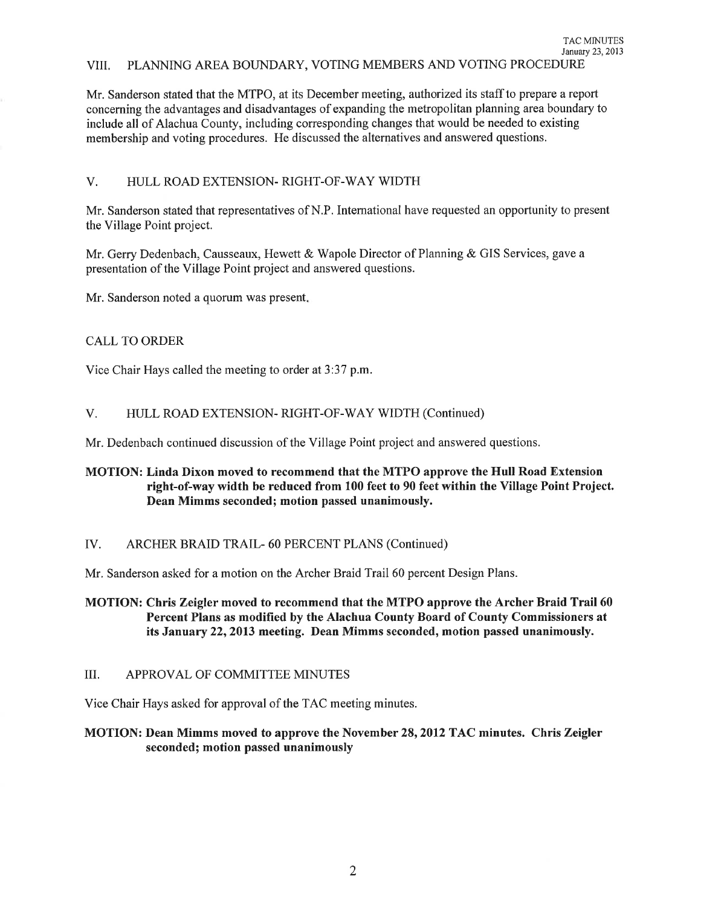## VIII. PLANNING AREA BOUNDARY, VOTING MEMBERS AND VOTING PROCEDURE

Mr. Sanderson stated that the MTPO, at its December meeting, authorized its staff to prepare a report concerning the advantages and disadvantages of expanding the metropolitan planning area boundary to include all of Alachua County, including corresponding changes that would be needed to existing membership and voting procedures. He discussed the alternatives and answered questions.

## V. HULL ROAD EXTENSION- RIGHT-OF-WAY WIDTH

Mr. Sanderson stated that representatives of N.P. International have requested an opportunity to present the Village Point project.

Mr. Gerry Dedenbach, Causseaux, Hewett & Wapole Director of Planning & GIS Services, gave a presentation of the Village Point project and answered questions.

Mr. Sanderson noted a quorum was present.

## CALL TO ORDER

Vice Chair Hays called the meeting to order at 3:37 p.m.

## V. HULL ROAD EXTENSION- RIGHT-OF-WAY WIDTH (Continued)

Mr. Dedenbach continued discussion of the Village Point project and answered questions.

**MOTION: Linda Dixon moved to recommend that the MTPO approve the Hull Road Extension right-of-way width be reduced from 100 feet to 90 feet within the Village Point Project. Dean Mimms seconded; motion passed unanimously.**

## IV. ARCHER BRAID TRAIL- 60 PERCENT PLANS (Continued)

Mr. Sanderson asked for a motion on the Archer Braid Trail 60 percent Design Plans.

**MOTION: Chris Zeigler moved to recommend that the MTPO approve the Archer Braid Trail 60 Percent Plans as modified by the Alachua County Board of County Commissioners at its January 22, 2013 meeting. Dean Mimms seconded, motion passed unanimously.**

## III. APPROVAL OF COMMITTEE MINUTES

Vice Chair Hays asked for approval of the TAC meeting minutes.

**MOTION: Dean Mimms moved to approve the November 28, 2012 TAC minutes. Chris Zeigler seconded; motion passed unanimously**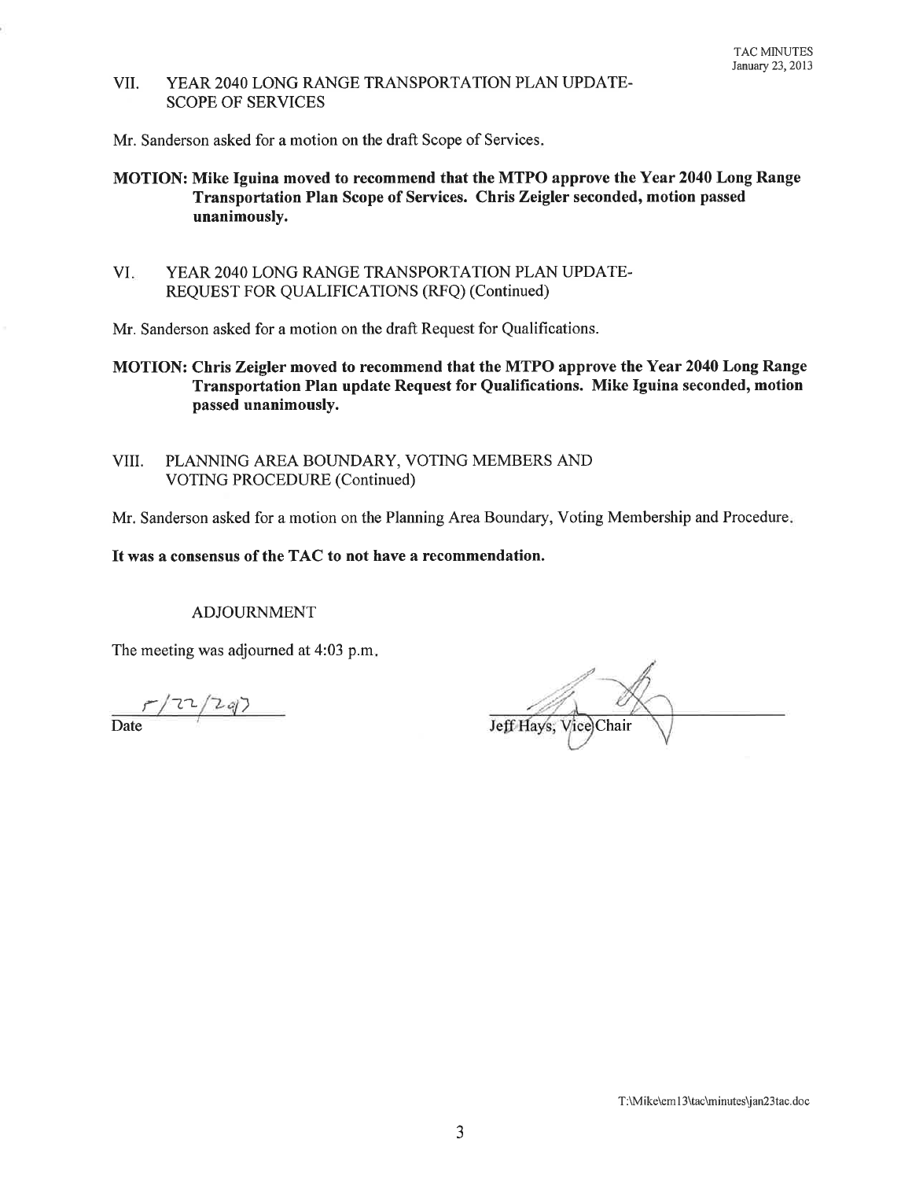## VII. YEAR 2040 LONG RANGE TRANSPORTATION PLAN UPDATE-SCOPE OF SERVICES

Mr. Sanderson asked for a motion on the draft Scope of Services.

**MOTION: Mike Iguina moved to recommend that the MTPO approve the Year 2040 Long Range Transportation Plan Scope of Services. Chris Zeigler seconded, motion passed unanimously.**

## VI. YEAR 2040 LONG RANGE TRANSPORTATION PLAN UPDATE-REQUEST FOR QUALIFICATIONS (RFQ) (Continued)

Mr. Sanderson asked for a motion on the draft Request for Qualifications.

**MOTION: Chris Zeigler moved to recommend that the MTPO approve the Year 2040 Long Range Transportation Plan update Request for Qualifications. Mike Iguina seconded, motion passed unanimously.**

## VIII. PLANNING AREA BOUNDARY, VOTING MEMBERS AND VOTING PROCEDURE (Continued)

Mr. Sanderson asked for a motion on the Planning Area Boundary, Voting Membership and Procedure.

**It was a consensus of the TAC to not have a recommendation.**

## ADJOURNMENT

The meeting was adjourned at 4:03 p.m.

5/22/2013
Date

Jeff Hays, Vice Chair

T:\Mike\em13\tac\minutes\jan23tac.doc